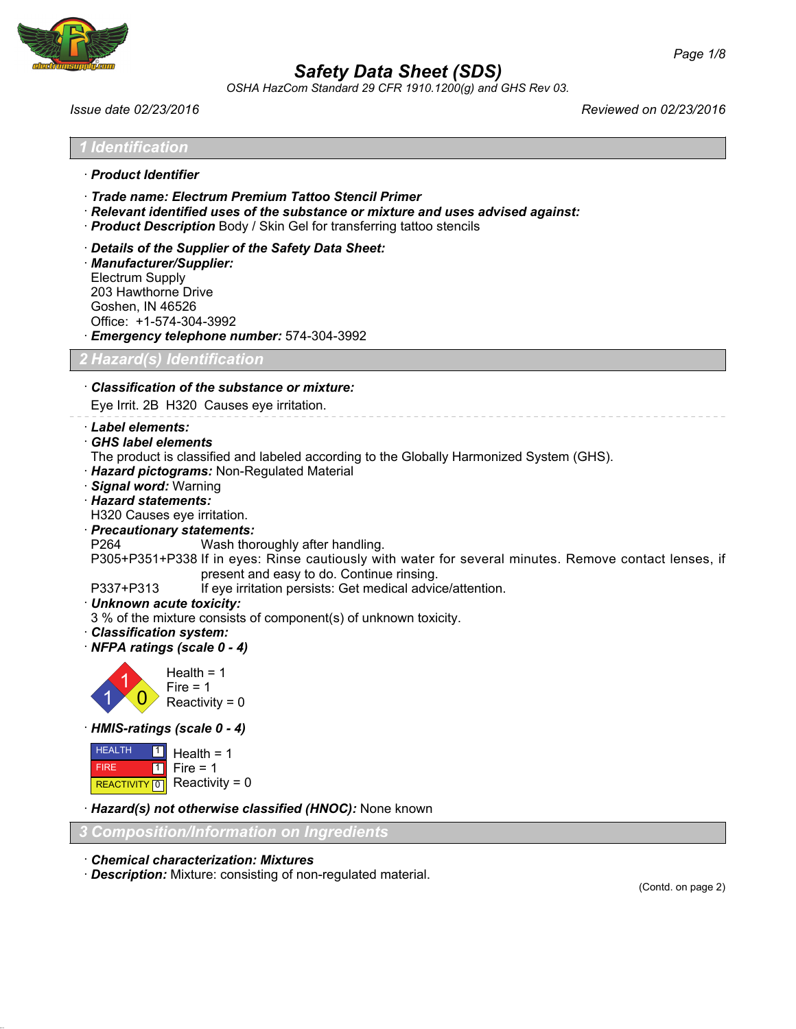# Safety Data Sheet (SDS)

*OSHA HazCom Standard 29 CFR 1910.1200(g) and GHS Rev 03.*

*Issue date 02/23/2016* *Reviewed on 02/23/2016*

## 1 Identification

· **Product Identifier**

· **Trade name: Electrum Premium Tattoo Stencil Primer**
· **Relevant identified uses of the substance or mixture and uses advised against:**
· **Product Description** Body / Skin Gel for transferring tattoo stencils

· **Details of the Supplier of the Safety Data Sheet:**
· **Manufacturer/Supplier:**
Electrum Supply
203 Hawthorne Drive
Goshen, IN 46526
Office: +1-574-304-3992
· **Emergency telephone number:** 574-304-3992

## 2 Hazard(s) Identification

· **Classification of the substance or mixture:**
Eye Irrit. 2B H320 Causes eye irritation.

· **Label elements:**
· **GHS label elements**
The product is classified and labeled according to the Globally Harmonized System (GHS).
· **Hazard pictograms:** Non-Regulated Material
· **Signal word:** Warning
· **Hazard statements:**
H320 Causes eye irritation.
· **Precautionary statements:**

| | |
|---|---|
| P264 | Wash thoroughly after handling. |
| P305+P351+P338 | If in eyes: Rinse cautiously with water for several minutes. Remove contact lenses, if present and easy to do. Continue rinsing. |
| P337+P313 | If eye irritation persists: Get medical advice/attention. |

· **Unknown acute toxicity:**
3 % of the mixture consists of component(s) of unknown toxicity.
· **Classification system:**
· **NFPA ratings (scale 0 - 4)**

Health = 1
Fire = 1
Reactivity = 0

· **HMIS-ratings (scale 0 - 4)**

| | | |
|---|---|---|
| HEALTH | 1 | Health = 1 |
| FIRE | 1 | Fire = 1 |
| REACTIVITY | 0 | Reactivity = 0 |

· **Hazard(s) not otherwise classified (HNOC):** None known

## 3 Composition/Information on Ingredients

· **Chemical characterization: Mixtures**
· **Description:** Mixture: consisting of non-regulated material.

(Contd. on page 2)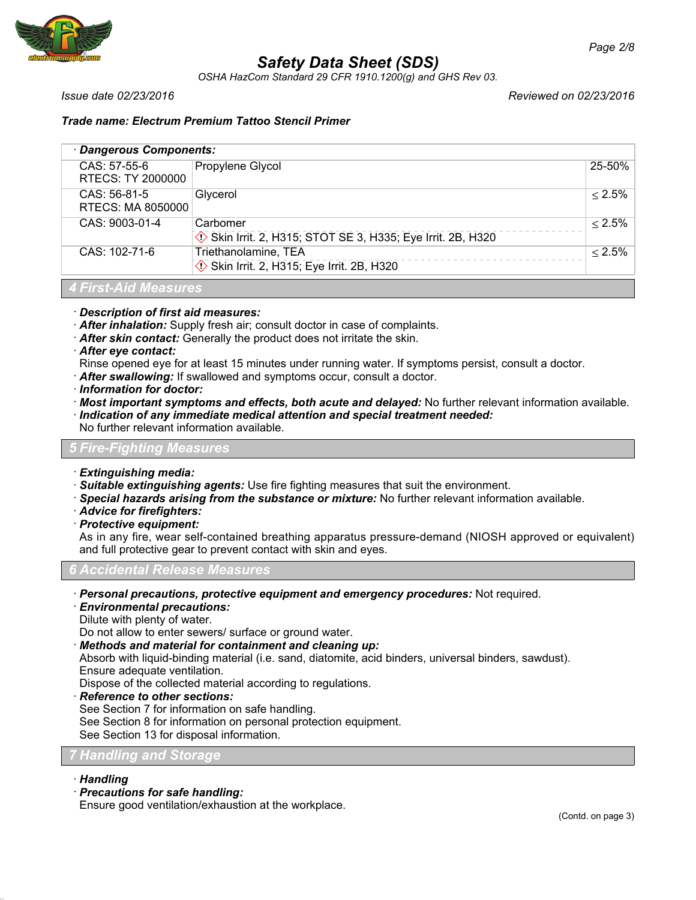**Trade name: Electrum Premium Tattoo Stencil Primer**

| · **Dangerous Components:** | | |
|---|---|---|
| CAS: 57-55-6<br>RTECS: TY 2000000 | Propylene Glycol | 25-50% |
| CAS: 56-81-5<br>RTECS: MA 8050000 | Glycerol | ≤ 2.5% |
| CAS: 9003-01-4 | Carbomer<br>Skin Irrit. 2, H315; STOT SE 3, H335; Eye Irrit. 2B, H320 | ≤ 2.5% |
| CAS: 102-71-6 | Triethanolamine, TEA<br>Skin Irrit. 2, H315; Eye Irrit. 2B, H320 | ≤ 2.5% |

## 4 First-Aid Measures

· **Description of first aid measures:**
· **After inhalation:** Supply fresh air; consult doctor in case of complaints.
· **After skin contact:** Generally the product does not irritate the skin.
· **After eye contact:**
Rinse opened eye for at least 15 minutes under running water. If symptoms persist, consult a doctor.
· **After swallowing:** If swallowed and symptoms occur, consult a doctor.
· **Information for doctor:**
· **Most important symptoms and effects, both acute and delayed:** No further relevant information available.
· **Indication of any immediate medical attention and special treatment needed:**
No further relevant information available.

## 5 Fire-Fighting Measures

· **Extinguishing media:**
· **Suitable extinguishing agents:** Use fire fighting measures that suit the environment.
· **Special hazards arising from the substance or mixture:** No further relevant information available.
· **Advice for firefighters:**
· **Protective equipment:**
As in any fire, wear self-contained breathing apparatus pressure-demand (NIOSH approved or equivalent) and full protective gear to prevent contact with skin and eyes.

## 6 Accidental Release Measures

· **Personal precautions, protective equipment and emergency procedures:** Not required.
· **Environmental precautions:**
Dilute with plenty of water.
Do not allow to enter sewers/ surface or ground water.
· **Methods and material for containment and cleaning up:**
Absorb with liquid-binding material (i.e. sand, diatomite, acid binders, universal binders, sawdust).
Ensure adequate ventilation.
Dispose of the collected material according to regulations.
· **Reference to other sections:**
See Section 7 for information on safe handling.
See Section 8 for information on personal protection equipment.
See Section 13 for disposal information.

## 7 Handling and Storage

· **Handling**
· **Precautions for safe handling:**
Ensure good ventilation/exhaustion at the workplace.

(Contd. on page 3)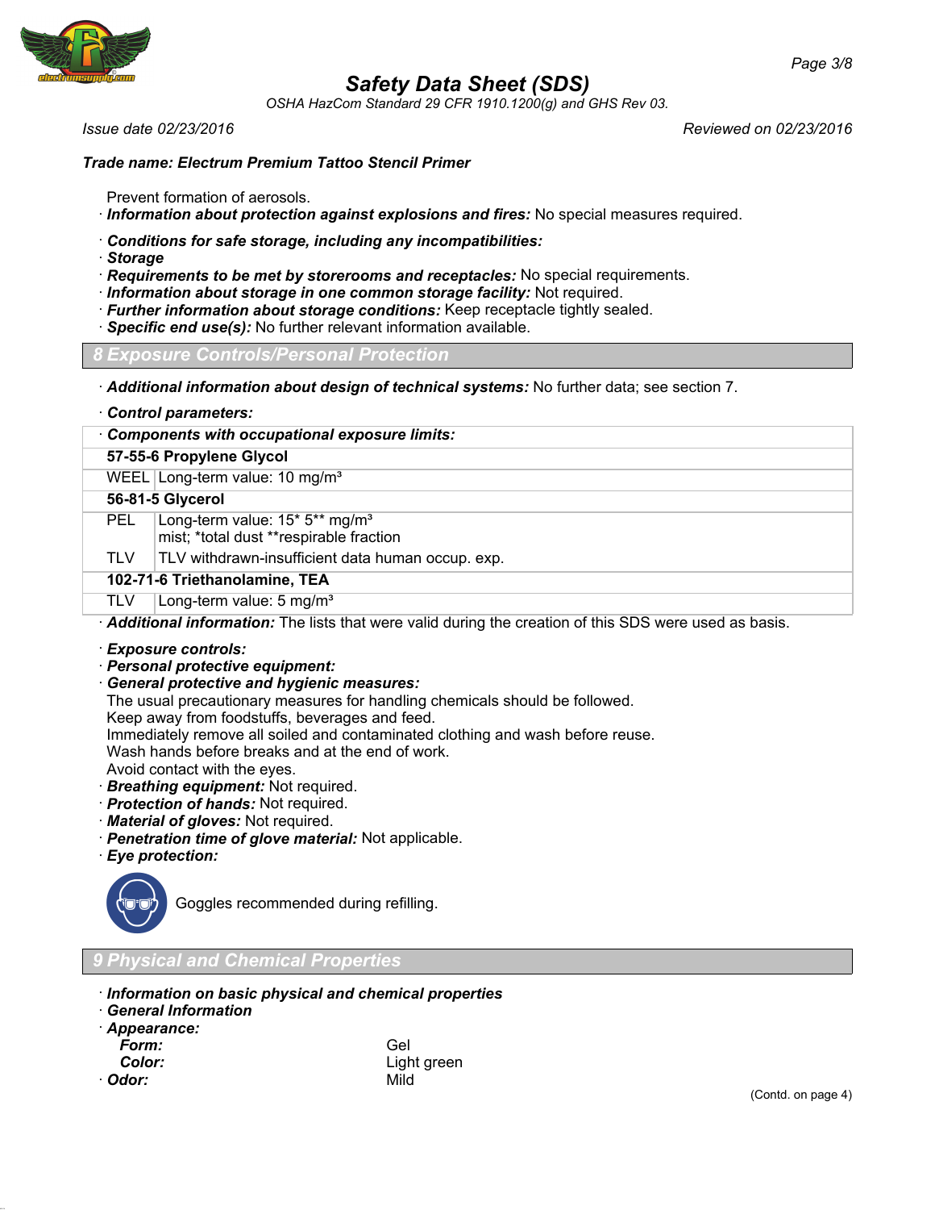Prevent formation of aerosols.
· **_Information about protection against explosions and fires:_** No special measures required.

· **_Conditions for safe storage, including any incompatibilities:_**
· **_Storage_**
· **_Requirements to be met by storerooms and receptacles:_** No special requirements.
· **_Information about storage in one common storage facility:_** Not required.
· **_Further information about storage conditions:_** Keep receptacle tightly sealed.
· **_Specific end use(s):_** No further relevant information available.

## 8 Exposure Controls/Personal Protection

· **_Additional information about design of technical systems:_** No further data; see section 7.

· **_Control parameters:_**

| · **_Components with occupational exposure limits:_** | |
|---|---|
| **57-55-6 Propylene Glycol** | |
| WEEL | Long-term value: 10 mg/m³ |
| **56-81-5 Glycerol** | |
| PEL | Long-term value: 15* 5** mg/m³<br>mist; *total dust **respirable fraction |
| TLV | TLV withdrawn-insufficient data human occup. exp. |
| **102-71-6 Triethanolamine, TEA** | |
| TLV | Long-term value: 5 mg/m³ |

· **_Additional information:_** The lists that were valid during the creation of this SDS were used as basis.

· **_Exposure controls:_**
· **_Personal protective equipment:_**
· **_General protective and hygienic measures:_**
The usual precautionary measures for handling chemicals should be followed.
Keep away from foodstuffs, beverages and feed.
Immediately remove all soiled and contaminated clothing and wash before reuse.
Wash hands before breaks and at the end of work.
Avoid contact with the eyes.
· **_Breathing equipment:_** Not required.
· **_Protection of hands:_** Not required.
· **_Material of gloves:_** Not required.
· **_Penetration time of glove material:_** Not applicable.
· **_Eye protection:_**

Goggles recommended during refilling.

## 9 Physical and Chemical Properties

· **_Information on basic physical and chemical properties_**
· **_General Information_**
· **_Appearance:_**
  **_Form:_** Gel
  **_Color:_** Light green
· **_Odor:_** Mild

(Contd. on page 4)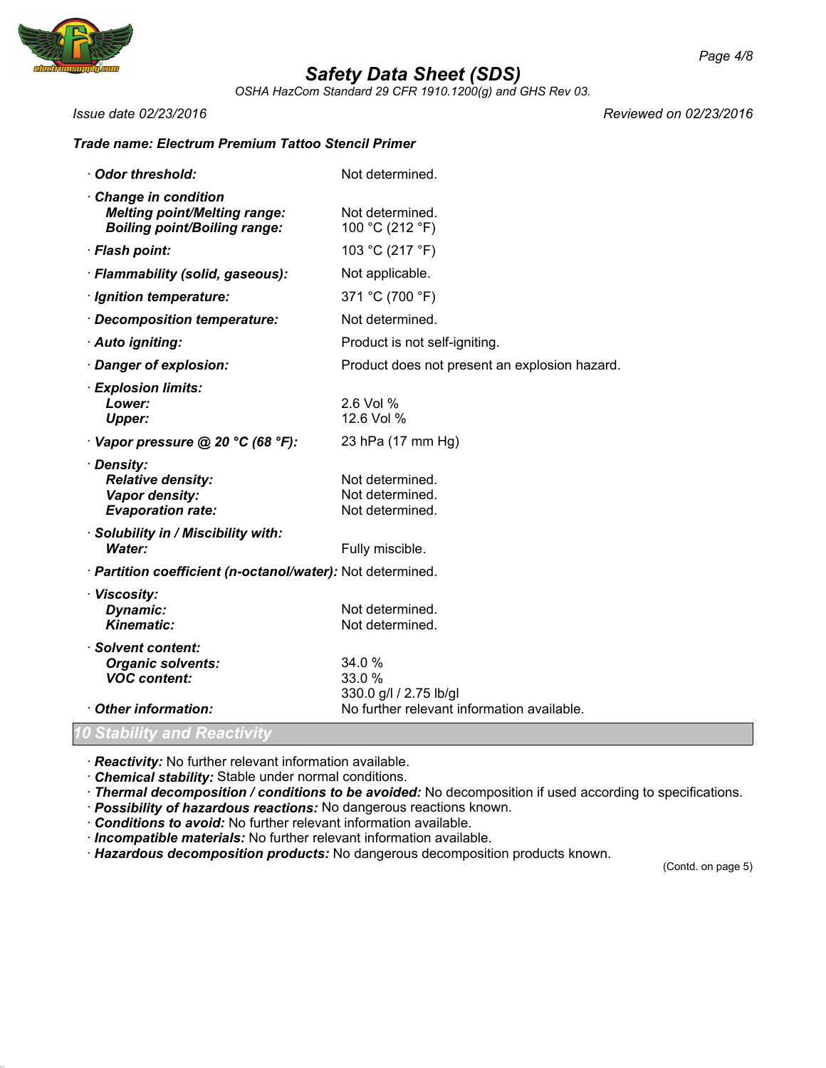**Trade name: Electrum Premium Tattoo Stencil Primer**

| | |
|---|---|
| · **Odor threshold:** | Not determined. |
| · **Change in condition** | |
| **Melting point/Melting range:** | Not determined. |
| **Boiling point/Boiling range:** | 100 °C (212 °F) |
| · **Flash point:** | 103 °C (217 °F) |
| · **Flammability (solid, gaseous):** | Not applicable. |
| · **Ignition temperature:** | 371 °C (700 °F) |
| · **Decomposition temperature:** | Not determined. |
| · **Auto igniting:** | Product is not self-igniting. |
| · **Danger of explosion:** | Product does not present an explosion hazard. |
| · **Explosion limits:** | |
| **Lower:** | 2.6 Vol % |
| **Upper:** | 12.6 Vol % |
| · **Vapor pressure @ 20 °C (68 °F):** | 23 hPa (17 mm Hg) |
| · **Density:** | |
| **Relative density:** | Not determined. |
| **Vapor density:** | Not determined. |
| **Evaporation rate:** | Not determined. |
| · **Solubility in / Miscibility with:** | |
| **Water:** | Fully miscible. |
| · **Partition coefficient (n-octanol/water):** | Not determined. |
| · **Viscosity:** | |
| **Dynamic:** | Not determined. |
| **Kinematic:** | Not determined. |
| · **Solvent content:** | |
| **Organic solvents:** | 34.0 % |
| **VOC content:** | 33.0 % |
| | 330.0 g/l / 2.75 lb/gl |
| · **Other information:** | No further relevant information available. |

## 10 Stability and Reactivity

· **Reactivity:** No further relevant information available.
· **Chemical stability:** Stable under normal conditions.
· **Thermal decomposition / conditions to be avoided:** No decomposition if used according to specifications.
· **Possibility of hazardous reactions:** No dangerous reactions known.
· **Conditions to avoid:** No further relevant information available.
· **Incompatible materials:** No further relevant information available.
· **Hazardous decomposition products:** No dangerous decomposition products known.

(Contd. on page 5)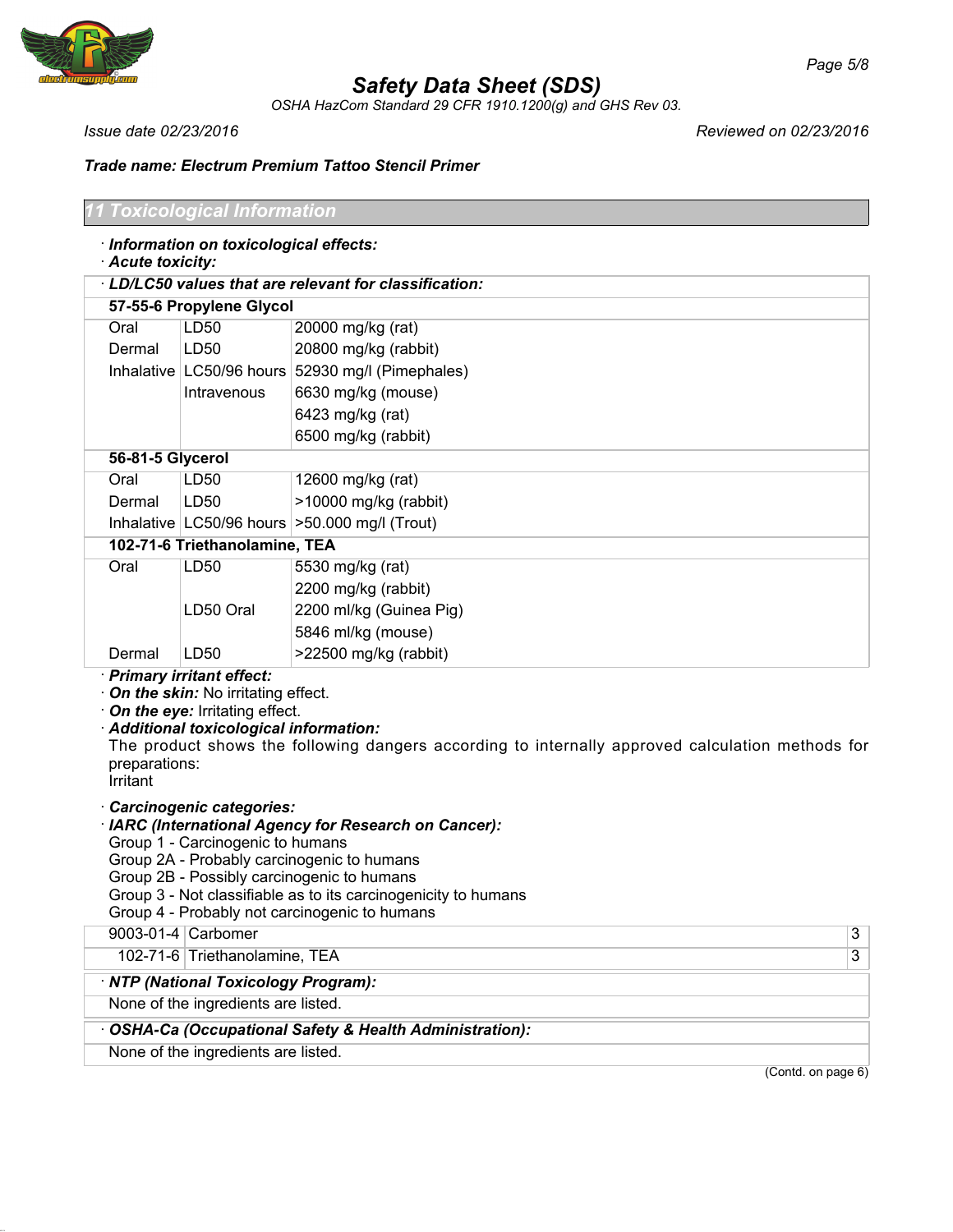**Trade name: Electrum Premium Tattoo Stencil Primer**

## 11 Toxicological Information

· ***Information on toxicological effects:***
· ***Acute toxicity:***

| · ***LD/LC50 values that are relevant for classification:*** | | |
|---|---|---|
| **57-55-6 Propylene Glycol** | | |
| Oral | LD50 | 20000 mg/kg (rat) |
| Dermal | LD50 | 20800 mg/kg (rabbit) |
| Inhalative | LC50/96 hours | 52930 mg/l (Pimephales) |
| | Intravenous | 6630 mg/kg (mouse) |
| | | 6423 mg/kg (rat) |
| | | 6500 mg/kg (rabbit) |
| **56-81-5 Glycerol** | | |
| Oral | LD50 | 12600 mg/kg (rat) |
| Dermal | LD50 | >10000 mg/kg (rabbit) |
| Inhalative | LC50/96 hours | >50.000 mg/l (Trout) |
| **102-71-6 Triethanolamine, TEA** | | |
| Oral | LD50 | 5530 mg/kg (rat) |
| | | 2200 mg/kg (rabbit) |
| | LD50 Oral | 2200 ml/kg (Guinea Pig) |
| | | 5846 ml/kg (mouse) |
| Dermal | LD50 | >22500 mg/kg (rabbit) |

· ***Primary irritant effect:***
· ***On the skin:*** No irritating effect.
· ***On the eye:*** Irritating effect.
· ***Additional toxicological information:***
The product shows the following dangers according to internally approved calculation methods for preparations:
Irritant

· ***Carcinogenic categories:***
· ***IARC (International Agency for Research on Cancer):***
Group 1 - Carcinogenic to humans
Group 2A - Probably carcinogenic to humans
Group 2B - Possibly carcinogenic to humans
Group 3 - Not classifiable as to its carcinogenicity to humans
Group 4 - Probably not carcinogenic to humans

| | | |
|---|---|---|
| 9003-01-4 | Carbomer | 3 |
| 102-71-6 | Triethanolamine, TEA | 3 |

| · ***NTP (National Toxicology Program):*** |
|---|
| None of the ingredients are listed. |

| · ***OSHA-Ca (Occupational Safety & Health Administration):*** |
|---|
| None of the ingredients are listed. |

(Contd. on page 6)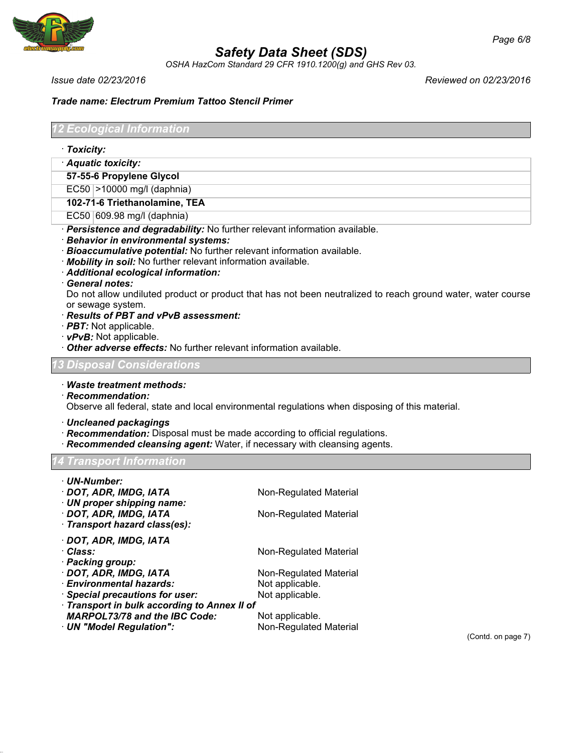**Trade name: Electrum Premium Tattoo Stencil Primer**

## 12 Ecological Information

· **Toxicity:**

| · **Aquatic toxicity:** | |
|---|---|
| **57-55-6 Propylene Glycol** | |
| EC50 | >10000 mg/l (daphnia) |
| **102-71-6 Triethanolamine, TEA** | |
| EC50 | 609.98 mg/l (daphnia) |

· ***Persistence and degradability:*** No further relevant information available.
· ***Behavior in environmental systems:***
· ***Bioaccumulative potential:*** No further relevant information available.
· ***Mobility in soil:*** No further relevant information available.
· ***Additional ecological information:***
· ***General notes:***
Do not allow undiluted product or product that has not been neutralized to reach ground water, water course or sewage system.
· ***Results of PBT and vPvB assessment:***
· ***PBT:*** Not applicable.
· ***vPvB:*** Not applicable.
· ***Other adverse effects:*** No further relevant information available.

## 13 Disposal Considerations

· ***Waste treatment methods:***
· ***Recommendation:***
Observe all federal, state and local environmental regulations when disposing of this material.

· ***Uncleaned packagings***
· ***Recommendation:*** Disposal must be made according to official regulations.
· ***Recommended cleansing agent:*** Water, if necessary with cleansing agents.

## 14 Transport Information

| | |
|---|---|
| · ***UN-Number:*** | |
| · ***DOT, ADR, IMDG, IATA*** | Non-Regulated Material |
| · ***UN proper shipping name:*** | |
| · ***DOT, ADR, IMDG, IATA*** | Non-Regulated Material |
| · ***Transport hazard class(es):*** | |
| · ***DOT, ADR, IMDG, IATA*** | |
| · ***Class:*** | Non-Regulated Material |
| · ***Packing group:*** | |
| · ***DOT, ADR, IMDG, IATA*** | Non-Regulated Material |
| · ***Environmental hazards:*** | Not applicable. |
| · ***Special precautions for user:*** | Not applicable. |
| · ***Transport in bulk according to Annex II of MARPOL73/78 and the IBC Code:*** | Not applicable. |
| · ***UN "Model Regulation":*** | Non-Regulated Material |

(Contd. on page 7)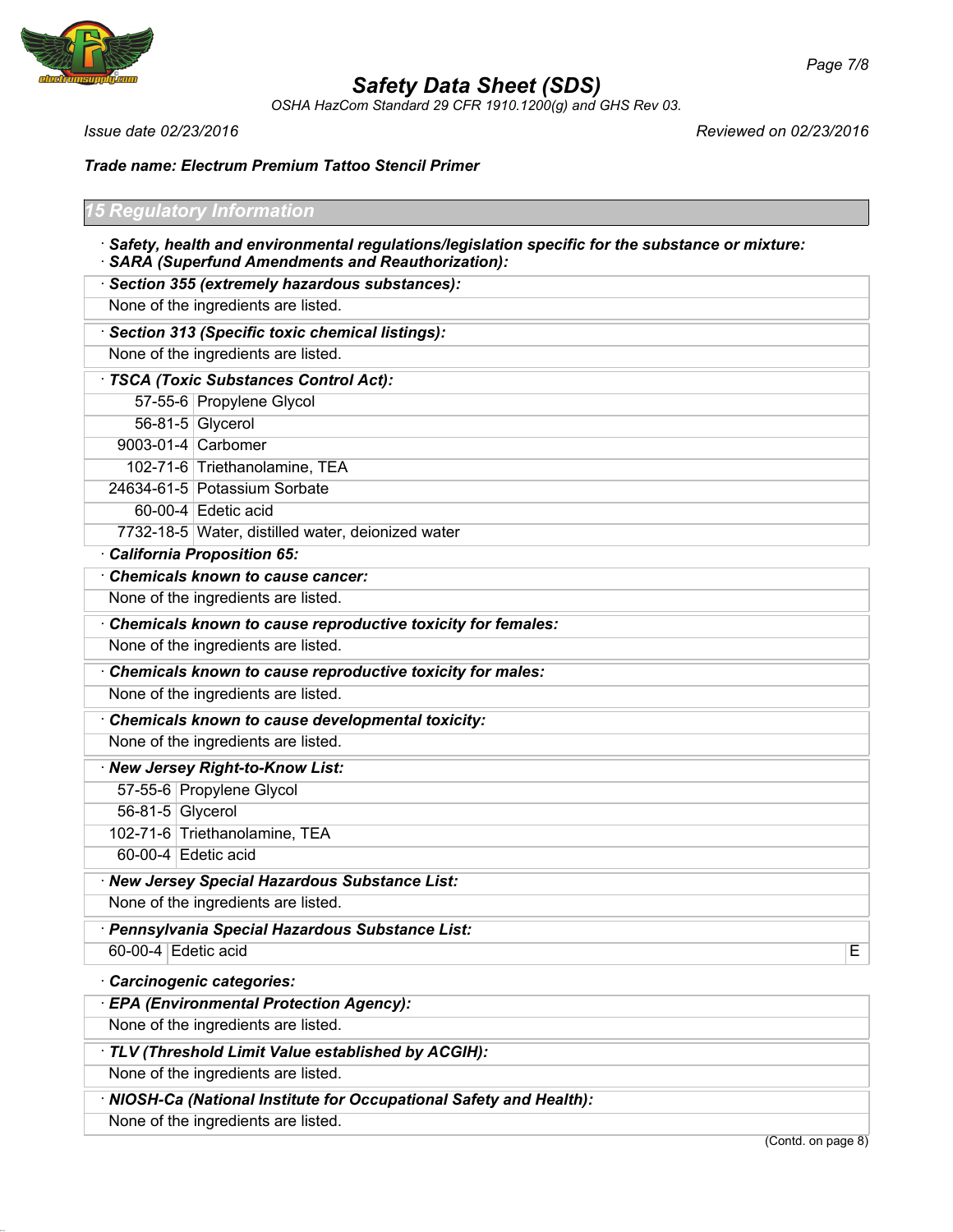# Safety Data Sheet (SDS)

OSHA HazCom Standard 29 CFR 1910.1200(g) and GHS Rev 03.

Issue date 02/23/2016 Reviewed on 02/23/2016

**Trade name: Electrum Premium Tattoo Stencil Primer**

## 15 Regulatory Information

· **Safety, health and environmental regulations/legislation specific for the substance or mixture:**

· **SARA (Superfund Amendments and Reauthorization):**

· **Section 355 (extremely hazardous substances):**

None of the ingredients are listed.

· **Section 313 (Specific toxic chemical listings):**

None of the ingredients are listed.

· **TSCA (Toxic Substances Control Act):**

| | |
|---|---|
| 57-55-6 | Propylene Glycol |
| 56-81-5 | Glycerol |
| 9003-01-4 | Carbomer |
| 102-71-6 | Triethanolamine, TEA |
| 24634-61-5 | Potassium Sorbate |
| 60-00-4 | Edetic acid |
| 7732-18-5 | Water, distilled water, deionized water |

· **California Proposition 65:**

· **Chemicals known to cause cancer:**

None of the ingredients are listed.

· **Chemicals known to cause reproductive toxicity for females:**

None of the ingredients are listed.

· **Chemicals known to cause reproductive toxicity for males:**

None of the ingredients are listed.

· **Chemicals known to cause developmental toxicity:**

None of the ingredients are listed.

· **New Jersey Right-to-Know List:**

| | |
|---|---|
| 57-55-6 | Propylene Glycol |
| 56-81-5 | Glycerol |
| 102-71-6 | Triethanolamine, TEA |
| 60-00-4 | Edetic acid |

· **New Jersey Special Hazardous Substance List:**

None of the ingredients are listed.

· **Pennsylvania Special Hazardous Substance List:**

| | | |
|---|---|---|
| 60-00-4 | Edetic acid | E |

· **Carcinogenic categories:**

· **EPA (Environmental Protection Agency):**

None of the ingredients are listed.

· **TLV (Threshold Limit Value established by ACGIH):**

None of the ingredients are listed.

· **NIOSH-Ca (National Institute for Occupational Safety and Health):**

None of the ingredients are listed.

(Contd. on page 8)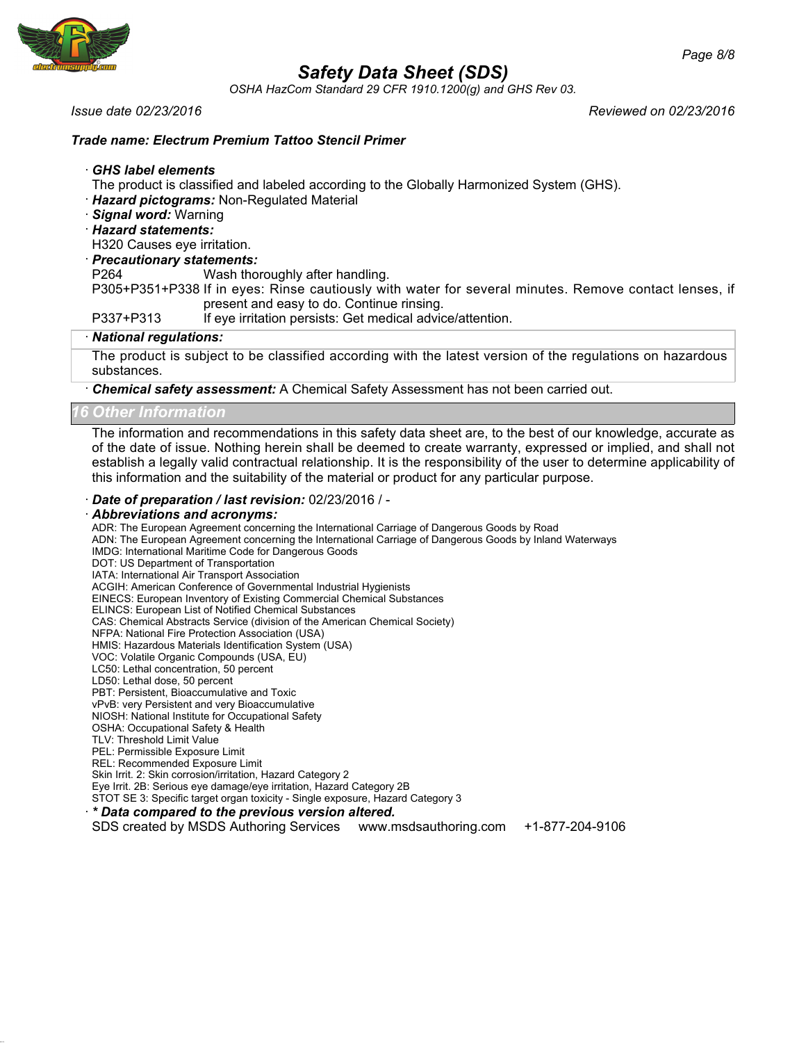**Trade name: Electrum Premium Tattoo Stencil Primer**

- **GHS label elements**
  The product is classified and labeled according to the Globally Harmonized System (GHS).
- **Hazard pictograms:** Non-Regulated Material
- **Signal word:** Warning
- **Hazard statements:**
  H320 Causes eye irritation.
- **Precautionary statements:**

| | |
|---|---|
| P264 | Wash thoroughly after handling. |
| P305+P351+P338 | If in eyes: Rinse cautiously with water for several minutes. Remove contact lenses, if present and easy to do. Continue rinsing. |
| P337+P313 | If eye irritation persists: Get medical advice/attention. |

- **National regulations:**
  The product is subject to be classified according with the latest version of the regulations on hazardous substances.
- **Chemical safety assessment:** A Chemical Safety Assessment has not been carried out.

## 16 Other Information

The information and recommendations in this safety data sheet are, to the best of our knowledge, accurate as of the date of issue. Nothing herein shall be deemed to create warranty, expressed or implied, and shall not establish a legally valid contractual relationship. It is the responsibility of the user to determine applicability of this information and the suitability of the material or product for any particular purpose.

- **Date of preparation / last revision:** 02/23/2016 / -
- **Abbreviations and acronyms:**
  ADR: The European Agreement concerning the International Carriage of Dangerous Goods by Road
  ADN: The European Agreement concerning the International Carriage of Dangerous Goods by Inland Waterways
  IMDG: International Maritime Code for Dangerous Goods
  DOT: US Department of Transportation
  IATA: International Air Transport Association
  ACGIH: American Conference of Governmental Industrial Hygienists
  EINECS: European Inventory of Existing Commercial Chemical Substances
  ELINCS: European List of Notified Chemical Substances
  CAS: Chemical Abstracts Service (division of the American Chemical Society)
  NFPA: National Fire Protection Association (USA)
  HMIS: Hazardous Materials Identification System (USA)
  VOC: Volatile Organic Compounds (USA, EU)
  LC50: Lethal concentration, 50 percent
  LD50: Lethal dose, 50 percent
  PBT: Persistent, Bioaccumulative and Toxic
  vPvB: very Persistent and very Bioaccumulative
  NIOSH: National Institute for Occupational Safety
  OSHA: Occupational Safety & Health
  TLV: Threshold Limit Value
  PEL: Permissible Exposure Limit
  REL: Recommended Exposure Limit
  Skin Irrit. 2: Skin corrosion/irritation, Hazard Category 2
  Eye Irrit. 2B: Serious eye damage/eye irritation, Hazard Category 2B
  STOT SE 3: Specific target organ toxicity - Single exposure, Hazard Category 3
- ***** **Data compared to the previous version altered.**
  SDS created by MSDS Authoring Services www.msdsauthoring.com +1-877-204-9106